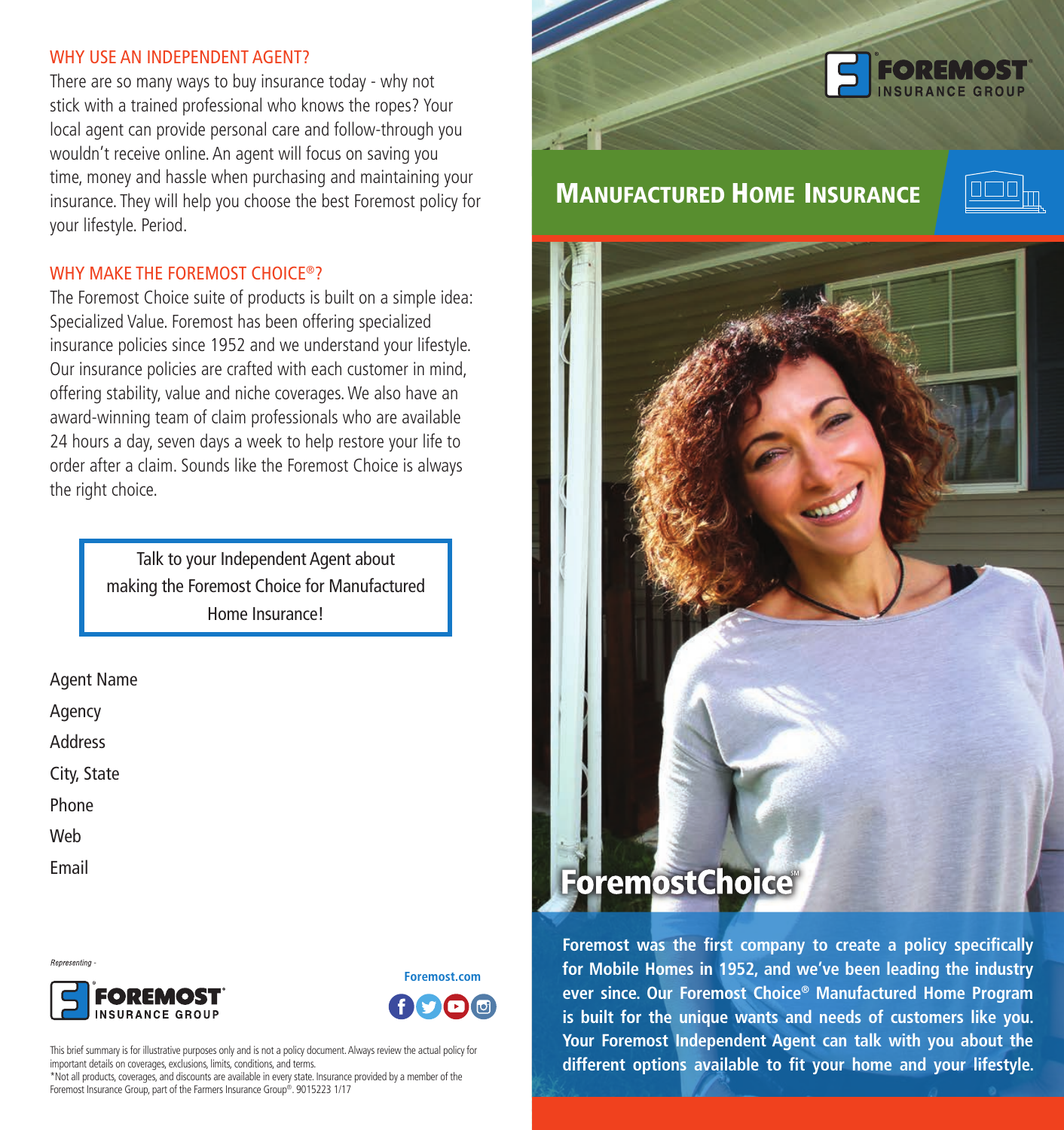## WHY USE AN INDEPENDENT AGENT?

There are so many ways to buy insurance today - why not stick with a trained professional who knows the ropes? Your local agent can provide personal care and follow-through you wouldn't receive online. An agent will focus on saving you time, money and hassle when purchasing and maintaining your insurance. They will help you choose the best Foremost policy for your lifestyle. Period.

## WHY MAKE THE FOREMOST CHOICE®?

The Foremost Choice suite of products is built on a simple idea: Specialized Value. Foremost has been offering specialized insurance policies since 1952 and we understand your lifestyle. Our insurance policies are crafted with each customer in mind, offering stability, value and niche coverages. We also have an award-winning team of claim professionals who are available 24 hours a day, seven days a week to help restore your life to order after a claim. Sounds like the Foremost Choice is always the right choice.

> Talk to your Independent Agent about making the Foremost Choice for Manufactured Home Insurance!

Agent Name

Agency

Address

City, State

Phone

Web

Email

*Representing -*

FOREMOST® INSURANCE GROUP

**Foremost.com**

This brief summary is for illustrative purposes only and is not a policy document. Always review the actual policy for important details on coverages, exclusions, limits, conditions, and terms.
*Not all products, coverages, and discounts are available in every state. Insurance provided by a member of the Foremost Insurance Group, part of the Farmers Insurance Group®. 9015223 1/17

FOREMOST® INSURANCE GROUP

# MANUFACTURED HOME INSURANCE

## ForemostChoice℠

**Foremost was the first company to create a policy specifically for Mobile Homes in 1952, and we've been leading the industry ever since. Our Foremost Choice® Manufactured Home Program is built for the unique wants and needs of customers like you. Your Foremost Independent Agent can talk with you about the different options available to fit your home and your lifestyle.**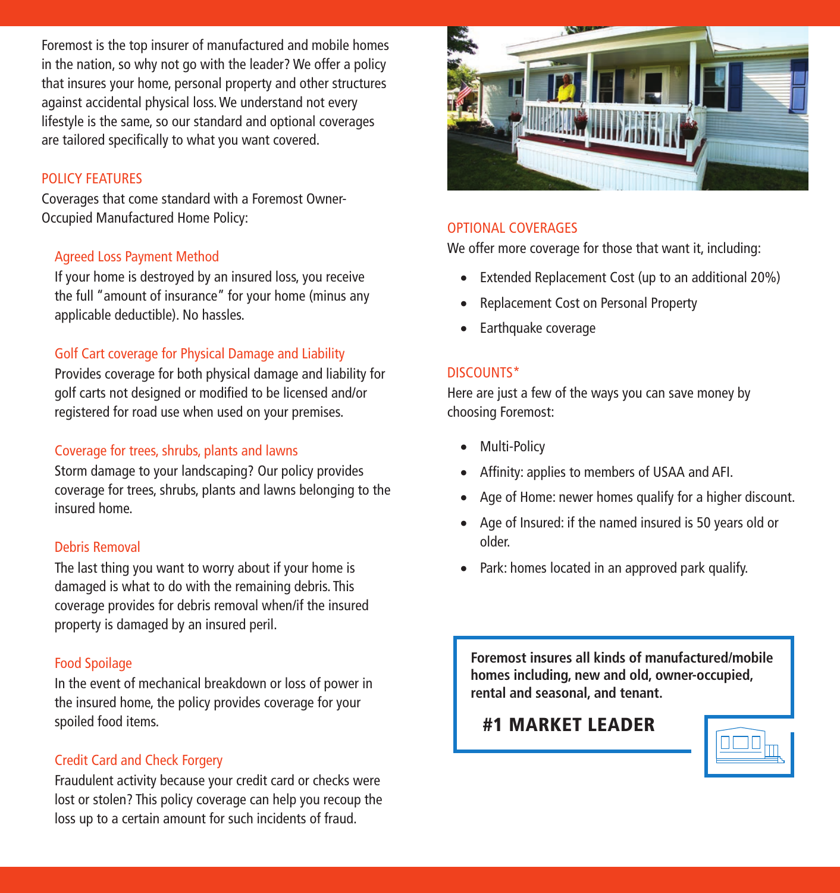Foremost is the top insurer of manufactured and mobile homes in the nation, so why not go with the leader? We offer a policy that insures your home, personal property and other structures against accidental physical loss. We understand not every lifestyle is the same, so our standard and optional coverages are tailored specifically to what you want covered.

## POLICY FEATURES

Coverages that come standard with a Foremost Owner-Occupied Manufactured Home Policy:

### Agreed Loss Payment Method

If your home is destroyed by an insured loss, you receive the full "amount of insurance" for your home (minus any applicable deductible). No hassles.

### Golf Cart coverage for Physical Damage and Liability

Provides coverage for both physical damage and liability for golf carts not designed or modified to be licensed and/or registered for road use when used on your premises.

### Coverage for trees, shrubs, plants and lawns

Storm damage to your landscaping? Our policy provides coverage for trees, shrubs, plants and lawns belonging to the insured home.

### Debris Removal

The last thing you want to worry about if your home is damaged is what to do with the remaining debris. This coverage provides for debris removal when/if the insured property is damaged by an insured peril.

### Food Spoilage

In the event of mechanical breakdown or loss of power in the insured home, the policy provides coverage for your spoiled food items.

### Credit Card and Check Forgery

Fraudulent activity because your credit card or checks were lost or stolen? This policy coverage can help you recoup the loss up to a certain amount for such incidents of fraud.

## OPTIONAL COVERAGES

We offer more coverage for those that want it, including:

- Extended Replacement Cost (up to an additional 20%)
- Replacement Cost on Personal Property
- Earthquake coverage

## DISCOUNTS*

Here are just a few of the ways you can save money by choosing Foremost:

- Multi-Policy
- Affinity: applies to members of USAA and AFI.
- Age of Home: newer homes qualify for a higher discount.
- Age of Insured: if the named insured is 50 years old or older.
- Park: homes located in an approved park qualify.

**Foremost insures all kinds of manufactured/mobile homes including, new and old, owner-occupied, rental and seasonal, and tenant.**

**#1 MARKET LEADER**